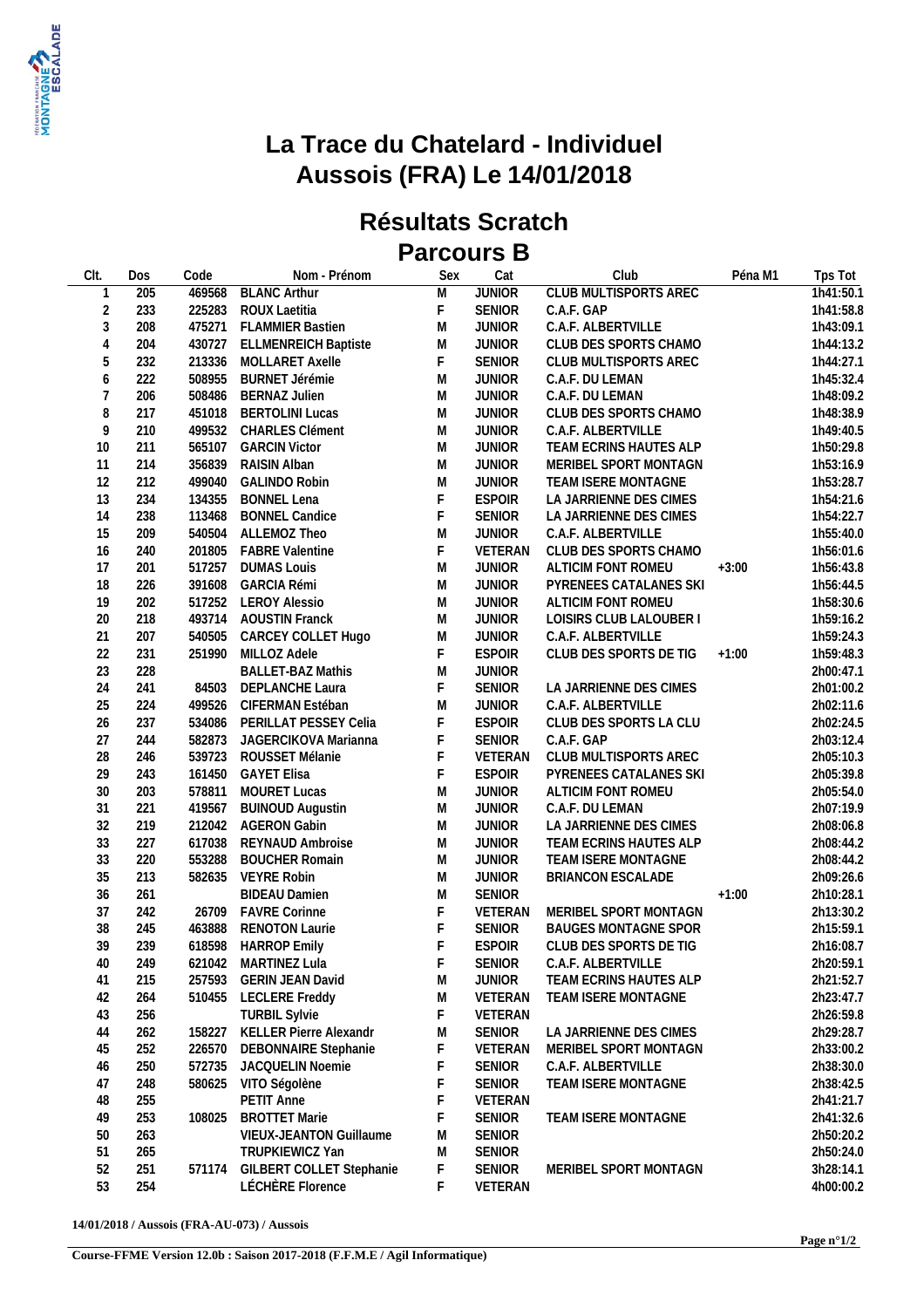# La Trace du Chatelard - Individuel
# Aussois (FRA) Le 14/01/2018

## Résultats Scratch
## Parcours B

| Clt. | Dos | Code | Nom - Prénom | Sex | Cat | Club | Péna M1 | Tps Tot |
|---|---|---|---|---|---|---|---|---|
| 1 | 205 | 469568 | BLANC Arthur | M | JUNIOR | CLUB MULTISPORTS AREC | | 1h41:50.1 |
| 2 | 233 | 225283 | ROUX Laetitia | F | SENIOR | C.A.F. GAP | | 1h41:58.8 |
| 3 | 208 | 475271 | FLAMMIER Bastien | M | JUNIOR | C.A.F. ALBERTVILLE | | 1h43:09.1 |
| 4 | 204 | 430727 | ELLMENREICH Baptiste | M | JUNIOR | CLUB DES SPORTS CHAMO | | 1h44:13.2 |
| 5 | 232 | 213336 | MOLLARET Axelle | F | SENIOR | CLUB MULTISPORTS AREC | | 1h44:27.1 |
| 6 | 222 | 508955 | BURNET Jérémie | M | JUNIOR | C.A.F. DU LEMAN | | 1h45:32.4 |
| 7 | 206 | 508486 | BERNAZ Julien | M | JUNIOR | C.A.F. DU LEMAN | | 1h48:09.2 |
| 8 | 217 | 451018 | BERTOLINI Lucas | M | JUNIOR | CLUB DES SPORTS CHAMO | | 1h48:38.9 |
| 9 | 210 | 499532 | CHARLES Clément | M | JUNIOR | C.A.F. ALBERTVILLE | | 1h49:40.5 |
| 10 | 211 | 565107 | GARCIN Victor | M | JUNIOR | TEAM ECRINS HAUTES ALP | | 1h50:29.8 |
| 11 | 214 | 356839 | RAISIN Alban | M | JUNIOR | MERIBEL SPORT MONTAGN | | 1h53:16.9 |
| 12 | 212 | 499040 | GALINDO Robin | M | JUNIOR | TEAM ISERE MONTAGNE | | 1h53:28.7 |
| 13 | 234 | 134355 | BONNEL Lena | F | ESPOIR | LA JARRIENNE DES CIMES | | 1h54:21.6 |
| 14 | 238 | 113468 | BONNEL Candice | F | SENIOR | LA JARRIENNE DES CIMES | | 1h54:22.7 |
| 15 | 209 | 540504 | ALLEMOZ Theo | M | JUNIOR | C.A.F. ALBERTVILLE | | 1h55:40.0 |
| 16 | 240 | 201805 | FABRE Valentine | F | VETERAN | CLUB DES SPORTS CHAMO | | 1h56:01.6 |
| 17 | 201 | 517257 | DUMAS Louis | M | JUNIOR | ALTICIM FONT ROMEU | +3:00 | 1h56:43.8 |
| 18 | 226 | 391608 | GARCIA Rémi | M | JUNIOR | PYRENEES CATALANES SKI | | 1h56:44.5 |
| 19 | 202 | 517252 | LEROY Alessio | M | JUNIOR | ALTICIM FONT ROMEU | | 1h58:30.6 |
| 20 | 218 | 493714 | AOUSTIN Franck | M | JUNIOR | LOISIRS CLUB LALOUBER I | | 1h59:16.2 |
| 21 | 207 | 540505 | CARCEY COLLET Hugo | M | JUNIOR | C.A.F. ALBERTVILLE | | 1h59:24.3 |
| 22 | 231 | 251990 | MILLOZ Adele | F | ESPOIR | CLUB DES SPORTS DE TIG | +1:00 | 1h59:48.3 |
| 23 | 228 | | BALLET-BAZ Mathis | M | JUNIOR | | | 2h00:47.1 |
| 24 | 241 | 84503 | DEPLANCHE Laura | F | SENIOR | LA JARRIENNE DES CIMES | | 2h01:00.2 |
| 25 | 224 | 499526 | CIFERMAN Estéban | M | JUNIOR | C.A.F. ALBERTVILLE | | 2h02:11.6 |
| 26 | 237 | 534086 | PERILLAT PESSEY Celia | F | ESPOIR | CLUB DES SPORTS LA CLU | | 2h02:24.5 |
| 27 | 244 | 582873 | JAGERCIKOVA Marianna | F | SENIOR | C.A.F. GAP | | 2h03:12.4 |
| 28 | 246 | 539723 | ROUSSET Mélanie | F | VETERAN | CLUB MULTISPORTS AREC | | 2h05:10.3 |
| 29 | 243 | 161450 | GAYET Elisa | F | ESPOIR | PYRENEES CATALANES SKI | | 2h05:39.8 |
| 30 | 203 | 578811 | MOURET Lucas | M | JUNIOR | ALTICIM FONT ROMEU | | 2h05:54.0 |
| 31 | 221 | 419567 | BUINOUD Augustin | M | JUNIOR | C.A.F. DU LEMAN | | 2h07:19.9 |
| 32 | 219 | 212042 | AGERON Gabin | M | JUNIOR | LA JARRIENNE DES CIMES | | 2h08:06.8 |
| 33 | 227 | 617038 | REYNAUD Ambroise | M | JUNIOR | TEAM ECRINS HAUTES ALP | | 2h08:44.2 |
| 33 | 220 | 553288 | BOUCHER Romain | M | JUNIOR | TEAM ISERE MONTAGNE | | 2h08:44.2 |
| 35 | 213 | 582635 | VEYRE Robin | M | JUNIOR | BRIANCON ESCALADE | | 2h09:26.6 |
| 36 | 261 | | BIDEAU Damien | M | SENIOR | | +1:00 | 2h10:28.1 |
| 37 | 242 | 26709 | FAVRE Corinne | F | VETERAN | MERIBEL SPORT MONTAGN | | 2h13:30.2 |
| 38 | 245 | 463888 | RENOTON Laurie | F | SENIOR | BAUGES MONTAGNE SPOR | | 2h15:59.1 |
| 39 | 239 | 618598 | HARROP Emily | F | ESPOIR | CLUB DES SPORTS DE TIG | | 2h16:08.7 |
| 40 | 249 | 621042 | MARTINEZ Lula | F | SENIOR | C.A.F. ALBERTVILLE | | 2h20:59.1 |
| 41 | 215 | 257593 | GERIN JEAN David | M | JUNIOR | TEAM ECRINS HAUTES ALP | | 2h21:52.7 |
| 42 | 264 | 510455 | LECLERE Freddy | M | VETERAN | TEAM ISERE MONTAGNE | | 2h23:47.7 |
| 43 | 256 | | TURBIL Sylvie | F | VETERAN | | | 2h26:59.8 |
| 44 | 262 | 158227 | KELLER Pierre Alexandr | M | SENIOR | LA JARRIENNE DES CIMES | | 2h29:28.7 |
| 45 | 252 | 226570 | DEBONNAIRE Stephanie | F | VETERAN | MERIBEL SPORT MONTAGN | | 2h33:00.2 |
| 46 | 250 | 572735 | JACQUELIN Noemie | F | SENIOR | C.A.F. ALBERTVILLE | | 2h38:30.0 |
| 47 | 248 | 580625 | VITO Ségolène | F | SENIOR | TEAM ISERE MONTAGNE | | 2h38:42.5 |
| 48 | 255 | | PETIT Anne | F | VETERAN | | | 2h41:21.7 |
| 49 | 253 | 108025 | BROTTET Marie | F | SENIOR | TEAM ISERE MONTAGNE | | 2h41:32.6 |
| 50 | 263 | | VIEUX-JEANTON Guillaume | M | SENIOR | | | 2h50:20.2 |
| 51 | 265 | | TRUPKIEWICZ Yan | M | SENIOR | | | 2h50:24.0 |
| 52 | 251 | 571174 | GILBERT COLLET Stephanie | F | SENIOR | MERIBEL SPORT MONTAGN | | 3h28:14.1 |
| 53 | 254 | | LÉCHÈRE Florence | F | VETERAN | | | 4h00:00.2 |

14/01/2018 / Aussois (FRA-AU-073) / Aussois

Course-FFME Version 12.0b : Saison 2017-2018 (F.F.M.E / Agil Informatique)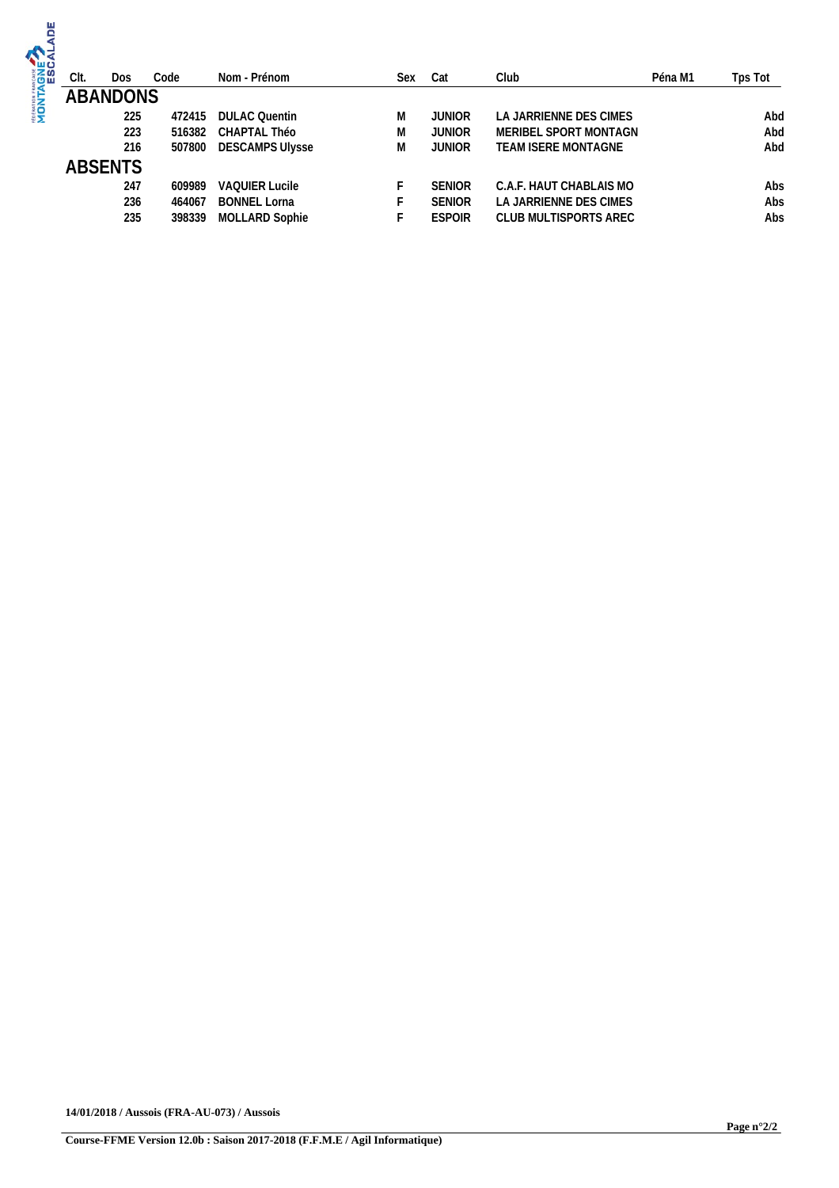| Clt. | Dos | Code | Nom - Prénom | Sex | Cat | Club | Péna M1 | Tps Tot |
|---|---|---|---|---|---|---|---|---|
| **ABANDONS** | | | | | | | | |
| | 225 | 472415 | DULAC Quentin | M | JUNIOR | LA JARRIENNE DES CIMES | | Abd |
| | 223 | 516382 | CHAPTAL Théo | M | JUNIOR | MERIBEL SPORT MONTAGN | | Abd |
| | 216 | 507800 | DESCAMPS Ulysse | M | JUNIOR | TEAM ISERE MONTAGNE | | Abd |
| **ABSENTS** | | | | | | | | |
| | 247 | 609989 | VAQUIER Lucile | F | SENIOR | C.A.F. HAUT CHABLAIS MO | | Abs |
| | 236 | 464067 | BONNEL Lorna | F | SENIOR | LA JARRIENNE DES CIMES | | Abs |
| | 235 | 398339 | MOLLARD Sophie | F | ESPOIR | CLUB MULTISPORTS AREC | | Abs |

14/01/2018 / Aussois (FRA-AU-073) / Aussois

Course-FFME Version 12.0b : Saison 2017-2018 (F.F.M.E / Agil Informatique)